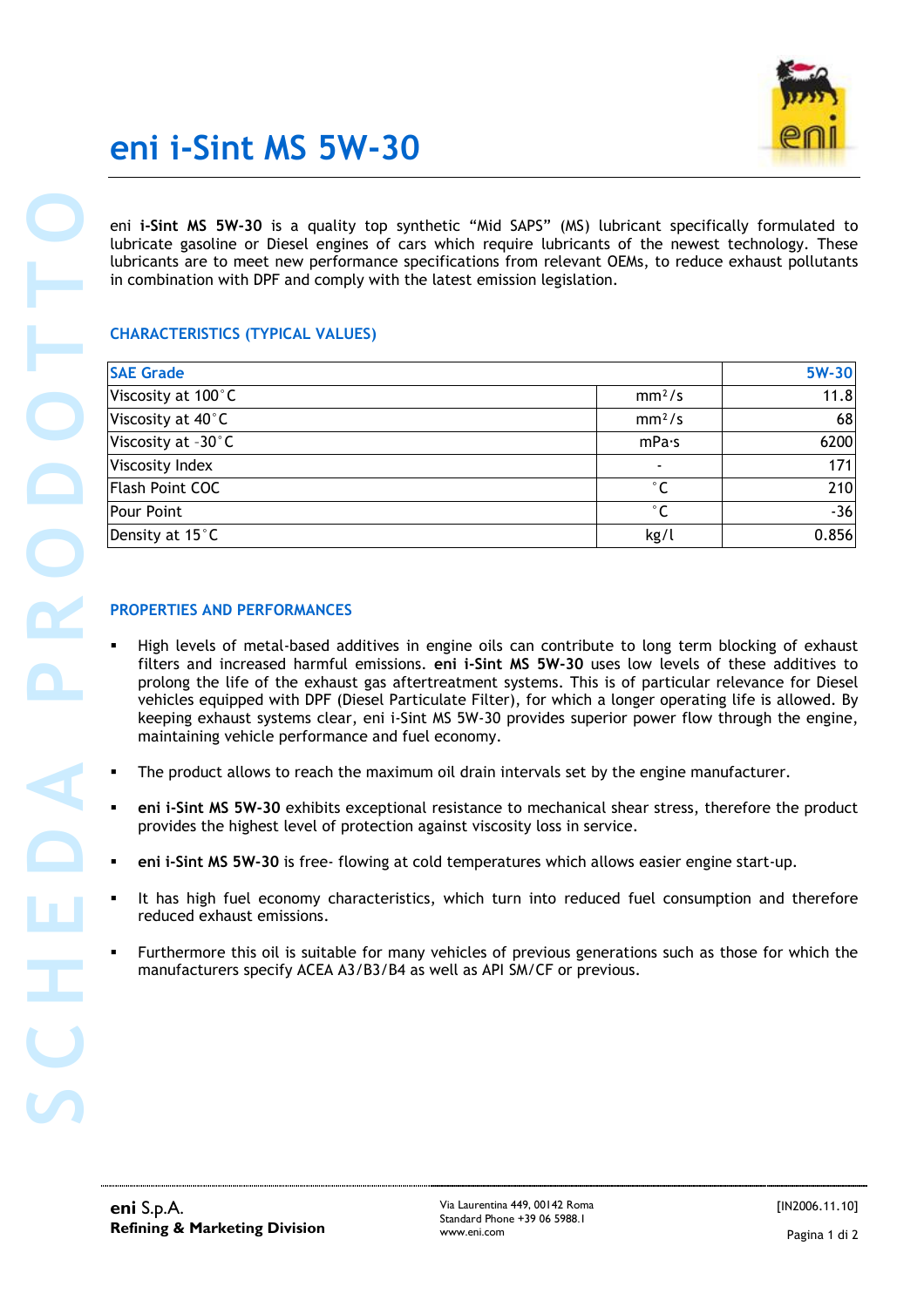# eni i-Sint MS 5W-30

eni **i-Sint MS 5W-30** is a quality top synthetic “Mid SAPS” (MS) lubricant specifically formulated to lubricate gasoline or Diesel engines of cars which require lubricants of the newest technology. These lubricants are to meet new performance specifications from relevant OEMs, to reduce exhaust pollutants in combination with DPF and comply with the latest emission legislation.

## CHARACTERISTICS (TYPICAL VALUES)

| SAE Grade | | 5W-30 |
|---|---|---|
| Viscosity at 100°C | $mm^2/s$ | 11.8 |
| Viscosity at 40°C | $mm^2/s$ | 68 |
| Viscosity at -30°C | mPa·s | 6200 |
| Viscosity Index | - | 171 |
| Flash Point COC | °C | 210 |
| Pour Point | °C | -36 |
| Density at 15°C | kg/l | 0.856 |

## PROPERTIES AND PERFORMANCES

- High levels of metal-based additives in engine oils can contribute to long term blocking of exhaust filters and increased harmful emissions. **eni i-Sint MS 5W-30** uses low levels of these additives to prolong the life of the exhaust gas aftertreatment systems. This is of particular relevance for Diesel vehicles equipped with DPF (Diesel Particulate Filter), for which a longer operating life is allowed. By keeping exhaust systems clear, eni i-Sint MS 5W-30 provides superior power flow through the engine, maintaining vehicle performance and fuel economy.

- The product allows to reach the maximum oil drain intervals set by the engine manufacturer.

- **eni i-Sint MS 5W-30** exhibits exceptional resistance to mechanical shear stress, therefore the product provides the highest level of protection against viscosity loss in service.

- **eni i-Sint MS 5W-30** is free- flowing at cold temperatures which allows easier engine start-up.

- It has high fuel economy characteristics, which turn into reduced fuel consumption and therefore reduced exhaust emissions.

- Furthermore this oil is suitable for many vehicles of previous generations such as those for which the manufacturers specify ACEA A3/B3/B4 as well as API SM/CF or previous.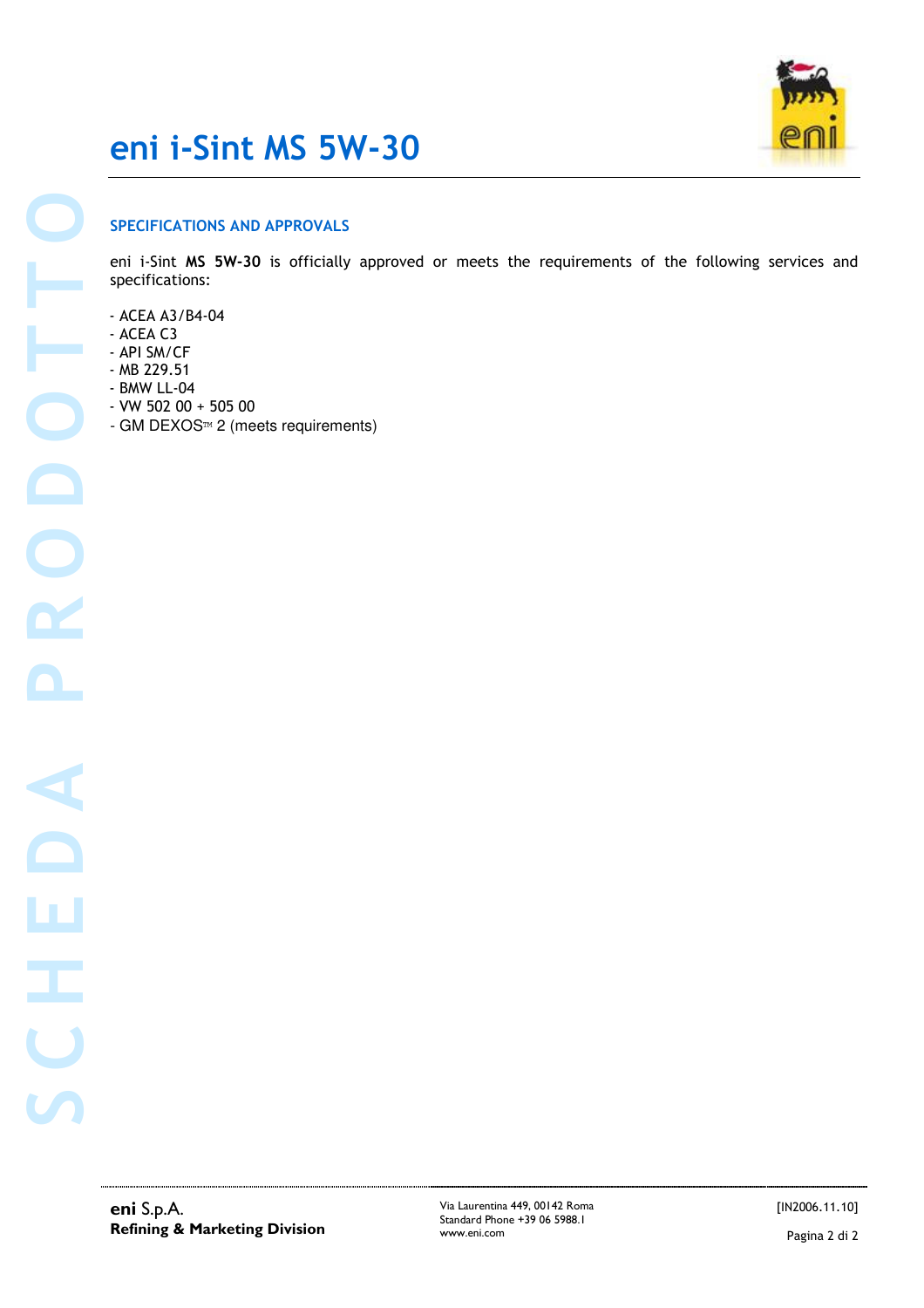# eni i-Sint MS 5W-30

## SPECIFICATIONS AND APPROVALS

eni i-Sint **MS 5W-30** is officially approved or meets the requirements of the following services and specifications:

- ACEA A3/B4-04
- ACEA C3
- API SM/CF
- MB 229.51
- BMW LL-04
- VW 502 00 + 505 00
- GM DEXOS™ 2 (meets requirements)